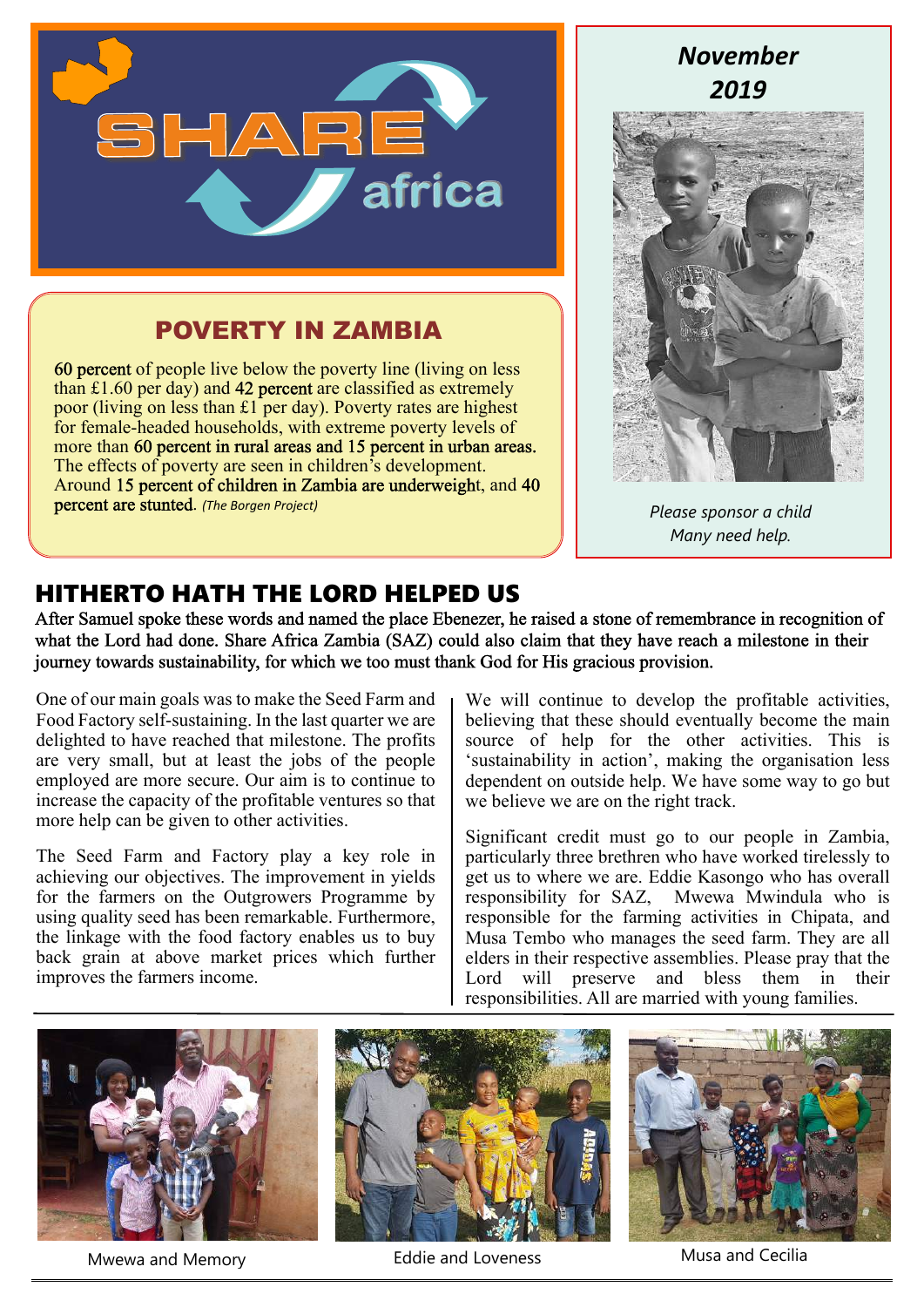# SHARE africa

*November 2019*

## POVERTY IN ZAMBIA

60 percent of people live below the poverty line (living on less than £1.60 per day) and 42 percent are classified as extremely poor (living on less than £1 per day). Poverty rates are highest for female-headed households, with extreme poverty levels of more than 60 percent in rural areas and 15 percent in urban areas. The effects of poverty are seen in children's development. Around 15 percent of children in Zambia are underweight, and 40 percent are stunted. *(The Borgen Project)*

*Please sponsor a child*
*Many need help.*

## HITHERTO HATH THE LORD HELPED US

**After Samuel spoke these words and named the place Ebenezer, he raised a stone of remembrance in recognition of what the Lord had done. Share Africa Zambia (SAZ) could also claim that they have reach a milestone in their journey towards sustainability, for which we too must thank God for His gracious provision.**

One of our main goals was to make the Seed Farm and Food Factory self-sustaining. In the last quarter we are delighted to have reached that milestone. The profits are very small, but at least the jobs of the people employed are more secure. Our aim is to continue to increase the capacity of the profitable ventures so that more help can be given to other activities.

The Seed Farm and Factory play a key role in achieving our objectives. The improvement in yields for the farmers on the Outgrowers Programme by using quality seed has been remarkable. Furthermore, the linkage with the food factory enables us to buy back grain at above market prices which further improves the farmers income.

We will continue to develop the profitable activities, believing that these should eventually become the main source of help for the other activities. This is 'sustainability in action', making the organisation less dependent on outside help. We have some way to go but we believe we are on the right track.

Significant credit must go to our people in Zambia, particularly three brethren who have worked tirelessly to get us to where we are. Eddie Kasongo who has overall responsibility for SAZ, Mwewa Mwindula who is responsible for the farming activities in Chipata, and Musa Tembo who manages the seed farm. They are all elders in their respective assemblies. Please pray that the Lord will preserve and bless them in their responsibilities. All are married with young families.

Mwewa and Memory

Eddie and Loveness

Musa and Cecilia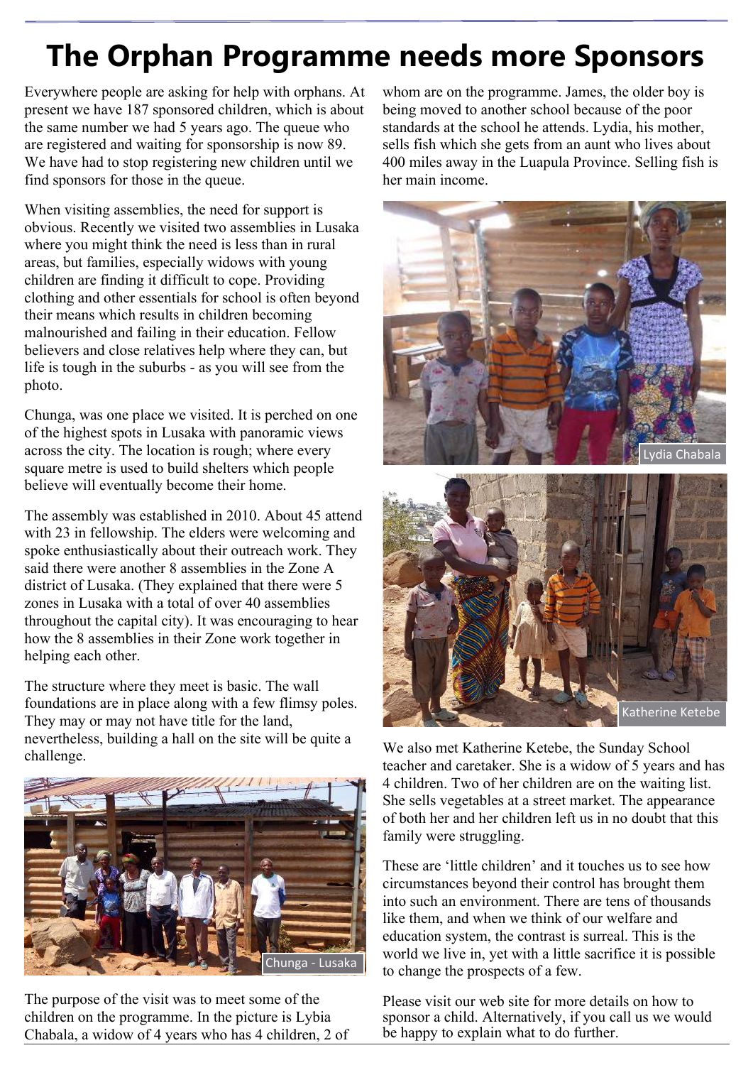# The Orphan Programme needs more Sponsors

Everywhere people are asking for help with orphans. At present we have 187 sponsored children, which is about the same number we had 5 years ago. The queue who are registered and waiting for sponsorship is now 89. We have had to stop registering new children until we find sponsors for those in the queue.

When visiting assemblies, the need for support is obvious. Recently we visited two assemblies in Lusaka where you might think the need is less than in rural areas, but families, especially widows with young children are finding it difficult to cope. Providing clothing and other essentials for school is often beyond their means which results in children becoming malnourished and failing in their education. Fellow believers and close relatives help where they can, but life is tough in the suburbs - as you will see from the photo.

Chunga, was one place we visited. It is perched on one of the highest spots in Lusaka with panoramic views across the city. The location is rough; where every square metre is used to build shelters which people believe will eventually become their home.

The assembly was established in 2010. About 45 attend with 23 in fellowship. The elders were welcoming and spoke enthusiastically about their outreach work. They said there were another 8 assemblies in the Zone A district of Lusaka. (They explained that there were 5 zones in Lusaka with a total of over 40 assemblies throughout the capital city). It was encouraging to hear how the 8 assemblies in their Zone work together in helping each other.

The structure where they meet is basic. The wall foundations are in place along with a few flimsy poles. They may or may not have title for the land, nevertheless, building a hall on the site will be quite a challenge.

Chunga - Lusaka

The purpose of the visit was to meet some of the children on the programme. In the picture is Lybia Chabala, a widow of 4 years who has 4 children, 2 of whom are on the programme. James, the older boy is being moved to another school because of the poor standards at the school he attends. Lydia, his mother, sells fish which she gets from an aunt who lives about 400 miles away in the Luapula Province. Selling fish is her main income.

Lydia Chabala

Katherine Ketebe

We also met Katherine Ketebe, the Sunday School teacher and caretaker. She is a widow of 5 years and has 4 children. Two of her children are on the waiting list. She sells vegetables at a street market. The appearance of both her and her children left us in no doubt that this family were struggling.

These are 'little children' and it touches us to see how circumstances beyond their control has brought them into such an environment. There are tens of thousands like them, and when we think of our welfare and education system, the contrast is surreal. This is the world we live in, yet with a little sacrifice it is possible to change the prospects of a few.

Please visit our web site for more details on how to sponsor a child. Alternatively, if you call us we would be happy to explain what to do further.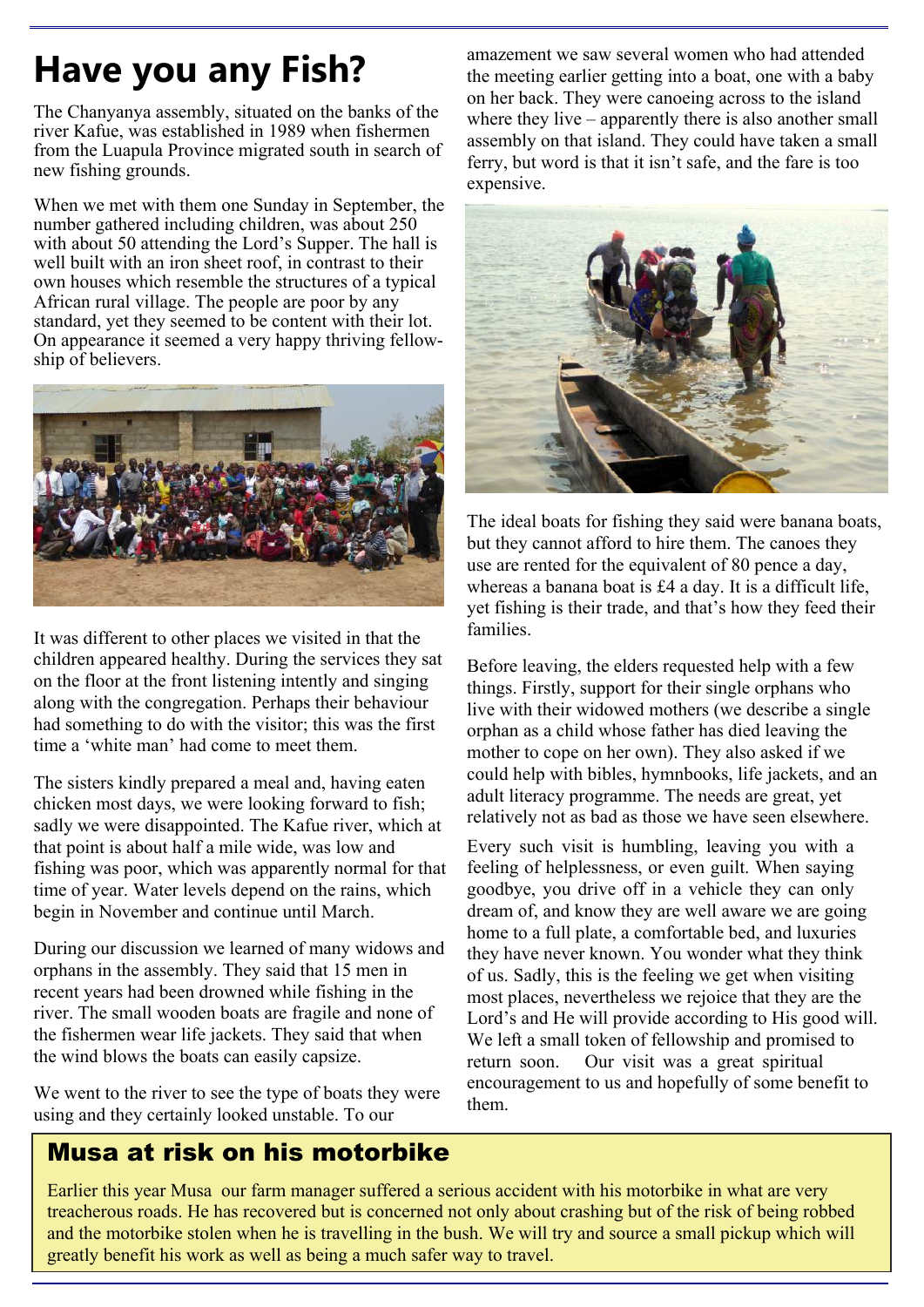# Have you any Fish?

The Chanyanya assembly, situated on the banks of the river Kafue, was established in 1989 when fishermen from the Luapula Province migrated south in search of new fishing grounds.

When we met with them one Sunday in September, the number gathered including children, was about 250 with about 50 attending the Lord's Supper. The hall is well built with an iron sheet roof, in contrast to their own houses which resemble the structures of a typical African rural village. The people are poor by any standard, yet they seemed to be content with their lot. On appearance it seemed a very happy thriving fellowship of believers.

It was different to other places we visited in that the children appeared healthy. During the services they sat on the floor at the front listening intently and singing along with the congregation. Perhaps their behaviour had something to do with the visitor; this was the first time a 'white man' had come to meet them.

The sisters kindly prepared a meal and, having eaten chicken most days, we were looking forward to fish; sadly we were disappointed. The Kafue river, which at that point is about half a mile wide, was low and fishing was poor, which was apparently normal for that time of year. Water levels depend on the rains, which begin in November and continue until March.

During our discussion we learned of many widows and orphans in the assembly. They said that 15 men in recent years had been drowned while fishing in the river. The small wooden boats are fragile and none of the fishermen wear life jackets. They said that when the wind blows the boats can easily capsize.

We went to the river to see the type of boats they were using and they certainly looked unstable. To our amazement we saw several women who had attended the meeting earlier getting into a boat, one with a baby on her back. They were canoeing across to the island where they live – apparently there is also another small assembly on that island. They could have taken a small ferry, but word is that it isn't safe, and the fare is too expensive.

The ideal boats for fishing they said were banana boats, but they cannot afford to hire them. The canoes they use are rented for the equivalent of 80 pence a day, whereas a banana boat is £4 a day. It is a difficult life, yet fishing is their trade, and that's how they feed their families.

Before leaving, the elders requested help with a few things. Firstly, support for their single orphans who live with their widowed mothers (we describe a single orphan as a child whose father has died leaving the mother to cope on her own). They also asked if we could help with bibles, hymnbooks, life jackets, and an adult literacy programme. The needs are great, yet relatively not as bad as those we have seen elsewhere.

Every such visit is humbling, leaving you with a feeling of helplessness, or even guilt. When saying goodbye, you drive off in a vehicle they can only dream of, and know they are well aware we are going home to a full plate, a comfortable bed, and luxuries they have never known. You wonder what they think of us. Sadly, this is the feeling we get when visiting most places, nevertheless we rejoice that they are the Lord's and He will provide according to His good will. We left a small token of fellowship and promised to return soon. Our visit was a great spiritual encouragement to us and hopefully of some benefit to them.

## Musa at risk on his motorbike

Earlier this year Musa our farm manager suffered a serious accident with his motorbike in what are very treacherous roads. He has recovered but is concerned not only about crashing but of the risk of being robbed and the motorbike stolen when he is travelling in the bush. We will try and source a small pickup which will greatly benefit his work as well as being a much safer way to travel.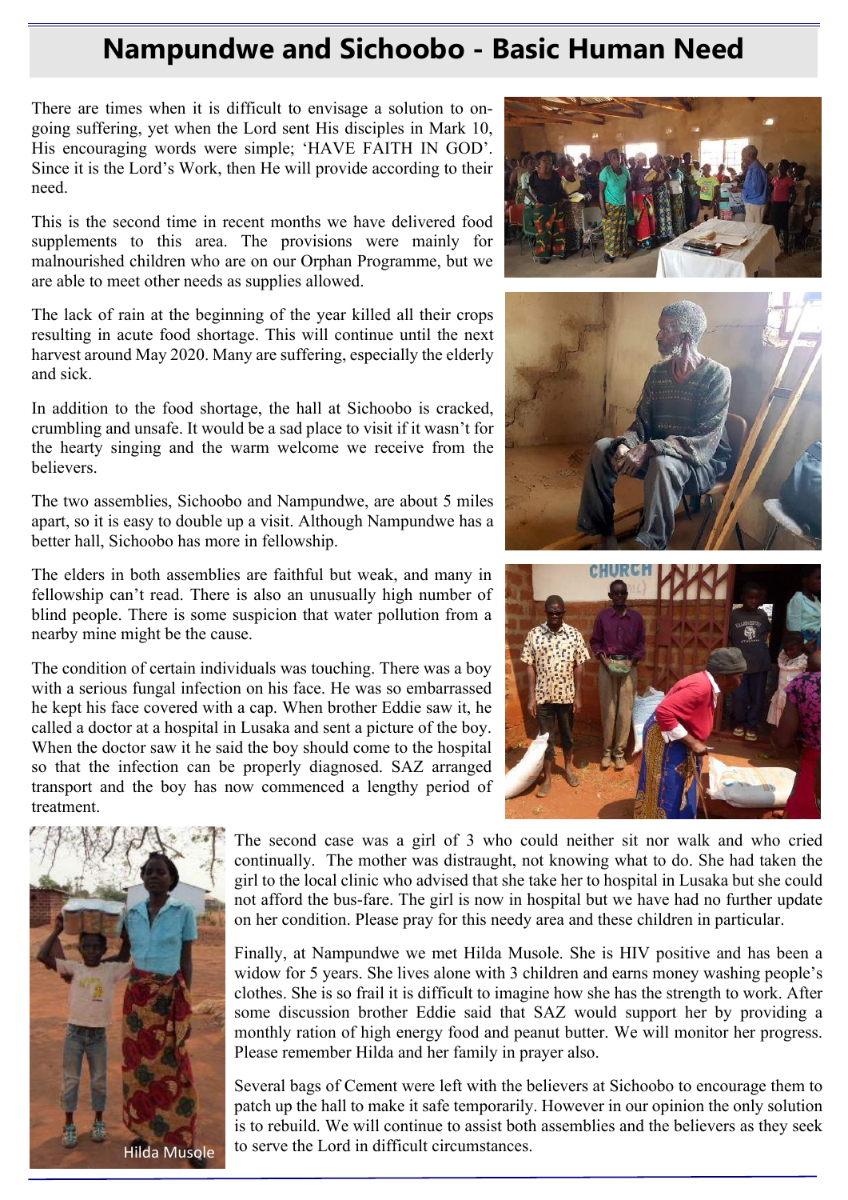# Nampundwe and Sichoobo - Basic Human Need

There are times when it is difficult to envisage a solution to ongoing suffering, yet when the Lord sent His disciples in Mark 10, His encouraging words were simple; 'HAVE FAITH IN GOD'. Since it is the Lord's Work, then He will provide according to their need.

This is the second time in recent months we have delivered food supplements to this area. The provisions were mainly for malnourished children who are on our Orphan Programme, but we are able to meet other needs as supplies allowed.

The lack of rain at the beginning of the year killed all their crops resulting in acute food shortage. This will continue until the next harvest around May 2020. Many are suffering, especially the elderly and sick.

In addition to the food shortage, the hall at Sichoobo is cracked, crumbling and unsafe. It would be a sad place to visit if it wasn't for the hearty singing and the warm welcome we receive from the believers.

The two assemblies, Sichoobo and Nampundwe, are about 5 miles apart, so it is easy to double up a visit. Although Nampundwe has a better hall, Sichoobo has more in fellowship.

The elders in both assemblies are faithful but weak, and many in fellowship can't read. There is also an unusually high number of blind people. There is some suspicion that water pollution from a nearby mine might be the cause.

The condition of certain individuals was touching. There was a boy with a serious fungal infection on his face. He was so embarrassed he kept his face covered with a cap. When brother Eddie saw it, he called a doctor at a hospital in Lusaka and sent a picture of the boy. When the doctor saw it he said the boy should come to the hospital so that the infection can be properly diagnosed. SAZ arranged transport and the boy has now commenced a lengthy period of treatment.

The second case was a girl of 3 who could neither sit nor walk and who cried continually. The mother was distraught, not knowing what to do. She had taken the girl to the local clinic who advised that she take her to hospital in Lusaka but she could not afford the bus-fare. The girl is now in hospital but we have had no further update on her condition. Please pray for this needy area and these children in particular.

Finally, at Nampundwe we met Hilda Musole. She is HIV positive and has been a widow for 5 years. She lives alone with 3 children and earns money washing people's clothes. She is so frail it is difficult to imagine how she has the strength to work. After some discussion brother Eddie said that SAZ would support her by providing a monthly ration of high energy food and peanut butter. We will monitor her progress. Please remember Hilda and her family in prayer also.

Several bags of Cement were left with the believers at Sichoobo to encourage them to patch up the hall to make it safe temporarily. However in our opinion the only solution is to rebuild. We will continue to assist both assemblies and the believers as they seek to serve the Lord in difficult circumstances.

Hilda Musole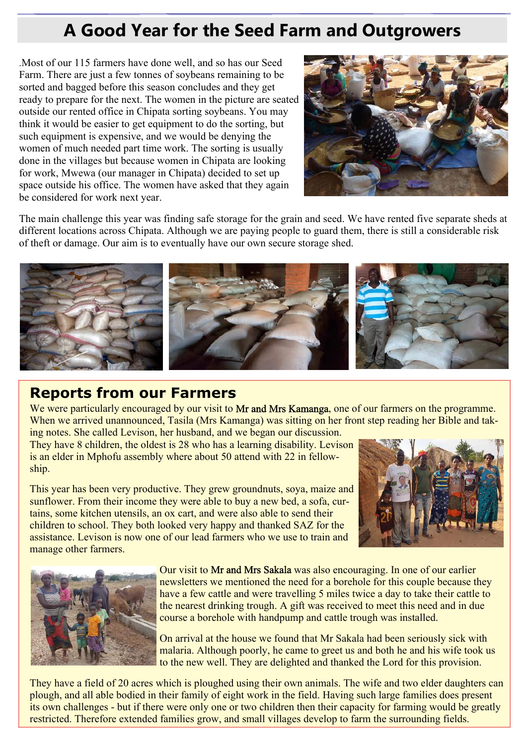# A Good Year for the Seed Farm and Outgrowers

.Most of our 115 farmers have done well, and so has our Seed Farm. There are just a few tonnes of soybeans remaining to be sorted and bagged before this season concludes and they get ready to prepare for the next. The women in the picture are seated outside our rented office in Chipata sorting soybeans. You may think it would be easier to get equipment to do the sorting, but such equipment is expensive, and we would be denying the women of much needed part time work. The sorting is usually done in the villages but because women in Chipata are looking for work, Mwewa (our manager in Chipata) decided to set up space outside his office. The women have asked that they again be considered for work next year.

The main challenge this year was finding safe storage for the grain and seed. We have rented five separate sheds at different locations across Chipata. Although we are paying people to guard them, there is still a considerable risk of theft or damage. Our aim is to eventually have our own secure storage shed.

## Reports from our Farmers

We were particularly encouraged by our visit to Mr and Mrs Kamanga, one of our farmers on the programme. When we arrived unannounced, Tasila (Mrs Kamanga) was sitting on her front step reading her Bible and taking notes. She called Levison, her husband, and we began our discussion.

They have 8 children, the oldest is 28 who has a learning disability. Levison is an elder in Mphofu assembly where about 50 attend with 22 in fellowship.

This year has been very productive. They grew groundnuts, soya, maize and sunflower. From their income they were able to buy a new bed, a sofa, curtains, some kitchen utensils, an ox cart, and were also able to send their children to school. They both looked very happy and thanked SAZ for the assistance. Levison is now one of our lead farmers who we use to train and manage other farmers.

Our visit to Mr and Mrs Sakala was also encouraging. In one of our earlier newsletters we mentioned the need for a borehole for this couple because they have a few cattle and were travelling 5 miles twice a day to take their cattle to the nearest drinking trough. A gift was received to meet this need and in due course a borehole with handpump and cattle trough was installed.

On arrival at the house we found that Mr Sakala had been seriously sick with malaria. Although poorly, he came to greet us and both he and his wife took us to the new well. They are delighted and thanked the Lord for this provision.

They have a field of 20 acres which is ploughed using their own animals. The wife and two elder daughters can plough, and all able bodied in their family of eight work in the field. Having such large families does present its own challenges - but if there were only one or two children then their capacity for farming would be greatly restricted. Therefore extended families grow, and small villages develop to farm the surrounding fields.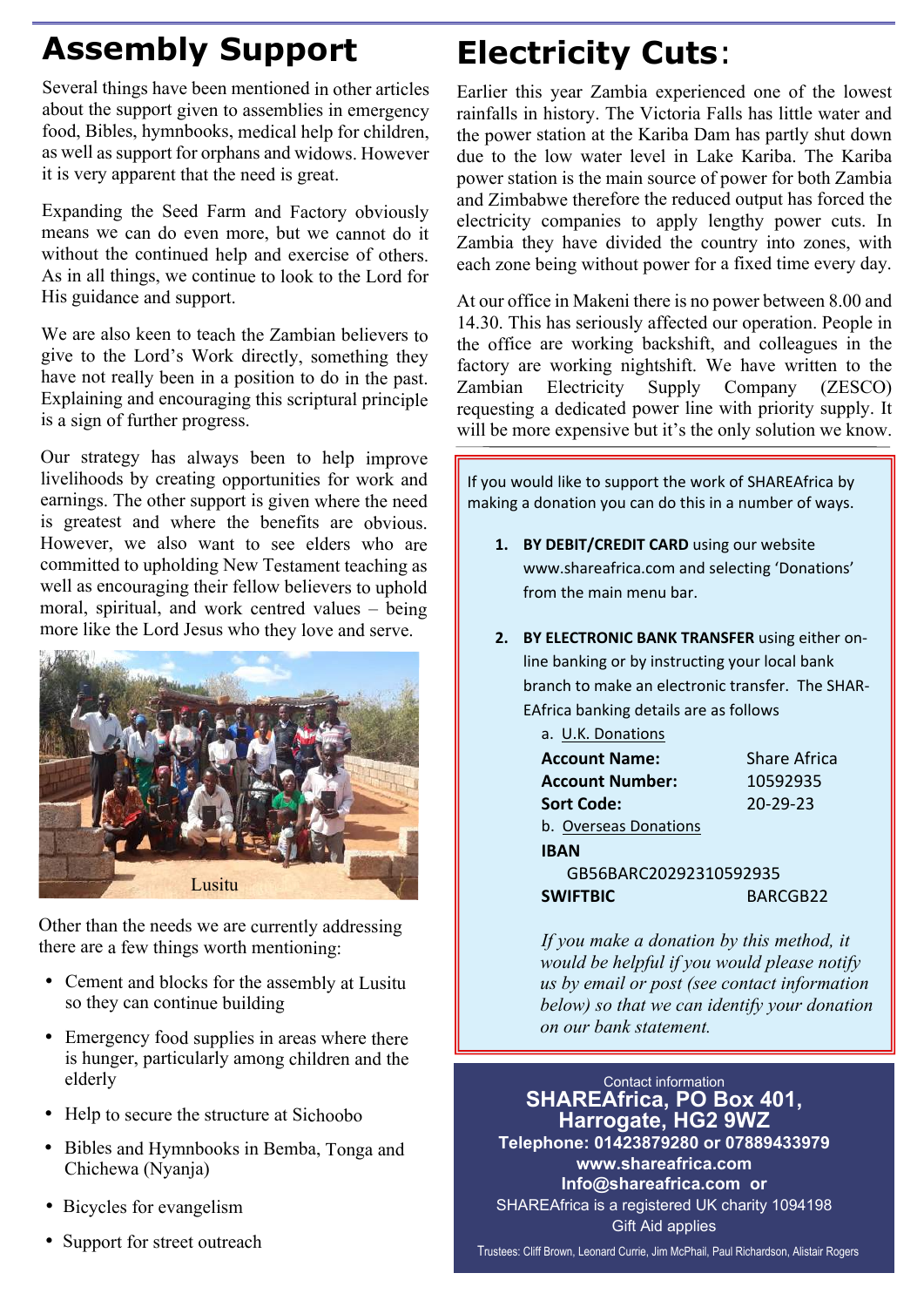# Assembly Support

Several things have been mentioned in other articles about the support given to assemblies in emergency food, Bibles, hymnbooks, medical help for children, as well as support for orphans and widows. However it is very apparent that the need is great.

Expanding the Seed Farm and Factory obviously means we can do even more, but we cannot do it without the continued help and exercise of others. As in all things, we continue to look to the Lord for His guidance and support.

We are also keen to teach the Zambian believers to give to the Lord's Work directly, something they have not really been in a position to do in the past. Explaining and encouraging this scriptural principle is a sign of further progress.

Our strategy has always been to help improve livelihoods by creating opportunities for work and earnings. The other support is given where the need is greatest and where the benefits are obvious. However, we also want to see elders who are committed to upholding New Testament teaching as well as encouraging their fellow believers to uphold moral, spiritual, and work centred values – being more like the Lord Jesus who they love and serve.

Lusitu

Other than the needs we are currently addressing there are a few things worth mentioning:

- Cement and blocks for the assembly at Lusitu so they can continue building
- Emergency food supplies in areas where there is hunger, particularly among children and the elderly
- Help to secure the structure at Sichoobo
- Bibles and Hymnbooks in Bemba, Tonga and Chichewa (Nyanja)
- Bicycles for evangelism
- Support for street outreach

# Electricity Cuts:

Earlier this year Zambia experienced one of the lowest rainfalls in history. The Victoria Falls has little water and the power station at the Kariba Dam has partly shut down due to the low water level in Lake Kariba. The Kariba power station is the main source of power for both Zambia and Zimbabwe therefore the reduced output has forced the electricity companies to apply lengthy power cuts. In Zambia they have divided the country into zones, with each zone being without power for a fixed time every day.

At our office in Makeni there is no power between 8.00 and 14.30. This has seriously affected our operation. People in the office are working backshift, and colleagues in the factory are working nightshift. We have written to the Zambian Electricity Supply Company (ZESCO) requesting a dedicated power line with priority supply. It will be more expensive but it's the only solution we know.

If you would like to support the work of SHAREAfrica by making a donation you can do this in a number of ways.

1. **BY DEBIT/CREDIT CARD** using our website www.shareafrica.com and selecting 'Donations' from the main menu bar.

2. **BY ELECTRONIC BANK TRANSFER** using either on-line banking or by instructing your local bank branch to make an electronic transfer. The SHAREAfrica banking details are as follows

   a. U.K. Donations

   **Account Name:** Share Africa
   **Account Number:** 10592935
   **Sort Code:** 20-29-23

   b. Overseas Donations

   **IBAN** GB56BARC20292310592935
   **SWIFTBIC** BARCGB22

   *If you make a donation by this method, it would be helpful if you would please notify us by email or post (see contact information below) so that we can identify your donation on our bank statement.*

Contact information
**SHAREAfrica, PO Box 401, Harrogate, HG2 9WZ**
**Telephone: 01423879280 or 07889433979**
**www.shareafrica.com**
**Info@shareafrica.com or**
SHAREAfrica is a registered UK charity 1094198
Gift Aid applies

Trustees: Cliff Brown, Leonard Currie, Jim McPhail, Paul Richardson, Alistair Rogers